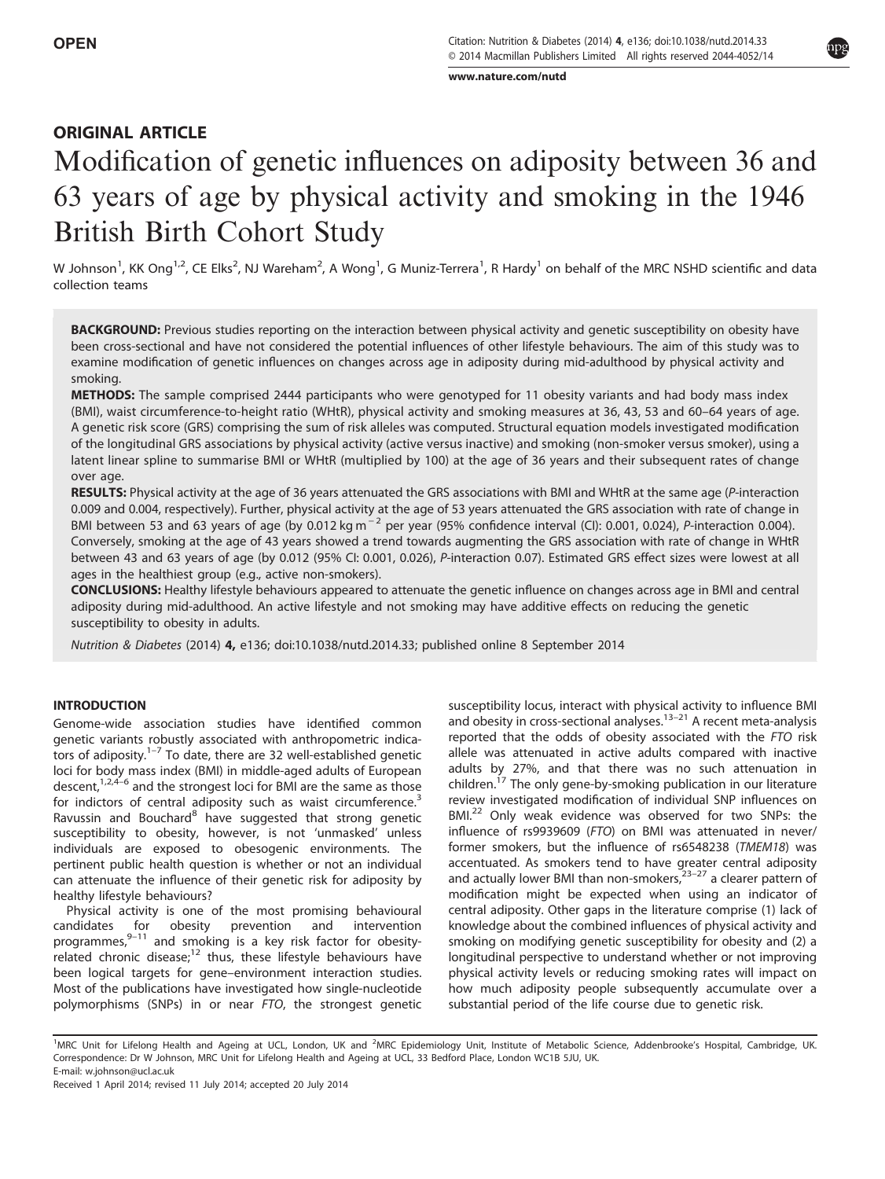OPEN

ORIGINAL ARTICLE

# Modification of genetic influences on adiposity between 36 and 63 years of age by physical activity and smoking in the 1946 British Birth Cohort Study

W Johnson[1], KK Ong[1,2], CE Elks[2], NJ Wareham[2], A Wong[1], G Muniz-Terrera[1], R Hardy[1] on behalf of the MRC NSHD scientific and data collection teams

**BACKGROUND:** Previous studies reporting on the interaction between physical activity and genetic susceptibility on obesity have been cross-sectional and have not considered the potential influences of other lifestyle behaviours. The aim of this study was to examine modification of genetic influences on changes across age in adiposity during mid-adulthood by physical activity and smoking.

**METHODS:** The sample comprised 2444 participants who were genotyped for 11 obesity variants and had body mass index (BMI), waist circumference-to-height ratio (WHtR), physical activity and smoking measures at 36, 43, 53 and 60–64 years of age. A genetic risk score (GRS) comprising the sum of risk alleles was computed. Structural equation models investigated modification of the longitudinal GRS associations by physical activity (active versus inactive) and smoking (non-smoker versus smoker), using a latent linear spline to summarise BMI or WHtR (multiplied by 100) at the age of 36 years and their subsequent rates of change over age.

**RESULTS:** Physical activity at the age of 36 years attenuated the GRS associations with BMI and WHtR at the same age (*P*-interaction 0.009 and 0.004, respectively). Further, physical activity at the age of 53 years attenuated the GRS association with rate of change in BMI between 53 and 63 years of age (by 0.012 kg m$^{-2}$ per year (95% confidence interval (CI): 0.001, 0.024), *P*-interaction 0.004). Conversely, smoking at the age of 43 years showed a trend towards augmenting the GRS association with rate of change in WHtR between 43 and 63 years of age (by 0.012 (95% CI: 0.001, 0.026), *P*-interaction 0.07). Estimated GRS effect sizes were lowest at all ages in the healthiest group (e.g., active non-smokers).

**CONCLUSIONS:** Healthy lifestyle behaviours appeared to attenuate the genetic influence on changes across age in BMI and central adiposity during mid-adulthood. An active lifestyle and not smoking may have additive effects on reducing the genetic susceptibility to obesity in adults.

*Nutrition & Diabetes* (2014) **4,** e136; doi:10.1038/nutd.2014.33; published online 8 September 2014

## INTRODUCTION

Genome-wide association studies have identified common genetic variants robustly associated with anthropometric indicators of adiposity.[1–7] To date, there are 32 well-established genetic loci for body mass index (BMI) in middle-aged adults of European descent,[1,2,4–6] and the strongest loci for BMI are the same as those for indictors of central adiposity such as waist circumference.[3] Ravussin and Bouchard[8] have suggested that strong genetic susceptibility to obesity, however, is not 'unmasked' unless individuals are exposed to obesogenic environments. The pertinent public health question is whether or not an individual can attenuate the influence of their genetic risk for adiposity by healthy lifestyle behaviours?

Physical activity is one of the most promising behavioural candidates for obesity prevention and intervention programmes,[9–11] and smoking is a key risk factor for obesity-related chronic disease;[12] thus, these lifestyle behaviours have been logical targets for gene–environment interaction studies. Most of the publications have investigated how single-nucleotide polymorphisms (SNPs) in or near *FTO*, the strongest genetic susceptibility locus, interact with physical activity to influence BMI and obesity in cross-sectional analyses.[13–21] A recent meta-analysis reported that the odds of obesity associated with the *FTO* risk allele was attenuated in active adults compared with inactive adults by 27%, and that there was no such attenuation in children.[17] The only gene-by-smoking publication in our literature review investigated modification of individual SNP influences on BMI.[22] Only weak evidence was observed for two SNPs: the influence of rs9939609 (*FTO*) on BMI was attenuated in never/former smokers, but the influence of rs6548238 (*TMEM18*) was accentuated. As smokers tend to have greater central adiposity and actually lower BMI than non-smokers,[23–27] a clearer pattern of modification might be expected when using an indicator of central adiposity. Other gaps in the literature comprise (1) lack of knowledge about the combined influences of physical activity and smoking on modifying genetic susceptibility for obesity and (2) a longitudinal perspective to understand whether or not improving physical activity levels or reducing smoking rates will impact on how much adiposity people subsequently accumulate over a substantial period of the life course due to genetic risk.

[1]MRC Unit for Lifelong Health and Ageing at UCL, London, UK and [2]MRC Epidemiology Unit, Institute of Metabolic Science, Addenbrooke's Hospital, Cambridge, UK. Correspondence: Dr W Johnson, MRC Unit for Lifelong Health and Ageing at UCL, 33 Bedford Place, London WC1B 5JU, UK.
E-mail: w.johnson@ucl.ac.uk

Received 1 April 2014; revised 11 July 2014; accepted 20 July 2014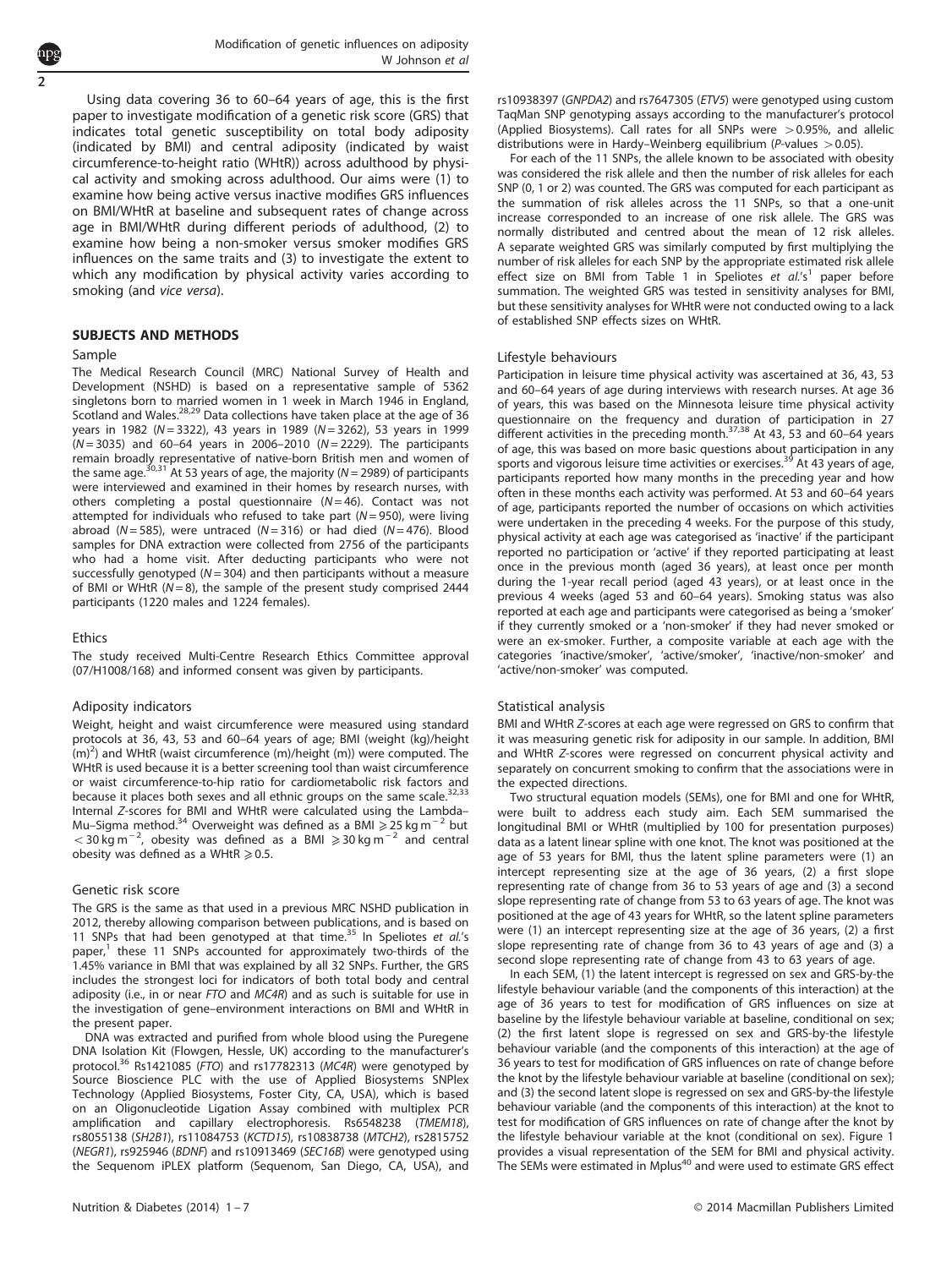Using data covering 36 to 60–64 years of age, this is the first paper to investigate modification of a genetic risk score (GRS) that indicates total genetic susceptibility on total body adiposity (indicated by BMI) and central adiposity (indicated by waist circumference-to-height ratio (WHtR)) across adulthood by physical activity and smoking across adulthood. Our aims were (1) to examine how being active versus inactive modifies GRS influences on BMI/WHtR at baseline and subsequent rates of change across age in BMI/WHtR during different periods of adulthood, (2) to examine how being a non-smoker versus smoker modifies GRS influences on the same traits and (3) to investigate the extent to which any modification by physical activity varies according to smoking (and *vice versa*).

## SUBJECTS AND METHODS

### Sample

The Medical Research Council (MRC) National Survey of Health and Development (NSHD) is based on a representative sample of 5362 singletons born to married women in 1 week in March 1946 in England, Scotland and Wales.[28,29] Data collections have taken place at the age of 36 years in 1982 ($N = 3322$), 43 years in 1989 ($N = 3262$), 53 years in 1999 ($N = 3035$) and 60–64 years in 2006–2010 ($N = 2229$). The participants remain broadly representative of native-born British men and women of the same age.[30,31] At 53 years of age, the majority ($N = 2989$) of participants were interviewed and examined in their homes by research nurses, with others completing a postal questionnaire ($N = 46$). Contact was not attempted for individuals who refused to take part ($N = 950$), were living abroad ($N = 585$), were untraced ($N = 316$) or had died ($N = 476$). Blood samples for DNA extraction were collected from 2756 of the participants who had a home visit. After deducting participants who were not successfully genotyped ($N = 304$) and then participants without a measure of BMI or WHtR ($N = 8$), the sample of the present study comprised 2444 participants (1220 males and 1224 females).

### Ethics

The study received Multi-Centre Research Ethics Committee approval (07/H1008/168) and informed consent was given by participants.

### Adiposity indicators

Weight, height and waist circumference were measured using standard protocols at 36, 43, 53 and 60–64 years of age; BMI (weight (kg)/height $(m)^2$) and WHtR (waist circumference (m)/height (m)) were computed. The WHtR is used because it is a better screening tool than waist circumference or waist circumference-to-hip ratio for cardiometabolic risk factors and because it places both sexes and all ethnic groups on the same scale.[32,33] Internal *Z*-scores for BMI and WHtR were calculated using the Lambda–Mu–Sigma method.[34] Overweight was defined as a BMI $\geqslant 25$ kg m$^{-2}$ but $< 30$ kg m$^{-2}$, obesity was defined as a BMI $\geqslant 30$ kg m$^{-2}$ and central obesity was defined as a WHtR $\geqslant 0.5$.

### Genetic risk score

The GRS is the same as that used in a previous MRC NSHD publication in 2012, thereby allowing comparison between publications, and is based on 11 SNPs that had been genotyped at that time.[35] In Speliotes *et al.*'s paper,[1] these 11 SNPs accounted for approximately two-thirds of the 1.45% variance in BMI that was explained by all 32 SNPs. Further, the GRS includes the strongest loci for indicators of both total body and central adiposity (i.e., in or near *FTO* and *MC4R*) and as such is suitable for use in the investigation of gene–environment interactions on BMI and WHtR in the present paper.

DNA was extracted and purified from whole blood using the Puregene DNA Isolation Kit (Flowgen, Hessle, UK) according to the manufacturer's protocol.[36] Rs1421085 (*FTO*) and rs17782313 (*MC4R*) were genotyped by Source Bioscience PLC with the use of Applied Biosystems SNPlex Technology (Applied Biosystems, Foster City, CA, USA), which is based on an Oligonucleotide Ligation Assay combined with multiplex PCR amplification and capillary electrophoresis. Rs6548238 (*TMEM18*), rs8055138 (*SH2B1*), rs11084753 (*KCTD15*), rs10838738 (*MTCH2*), rs2815752 (*NEGR1*), rs925946 (*BDNF*) and rs10913469 (*SEC16B*) were genotyped using the Sequenom iPLEX platform (Sequenom, San Diego, CA, USA), and rs10938397 (*GNPDA2*) and rs7647305 (*ETV5*) were genotyped using custom TaqMan SNP genotyping assays according to the manufacturer's protocol (Applied Biosystems). Call rates for all SNPs were $> 0.95\%$, and allelic distributions were in Hardy–Weinberg equilibrium ($P$-values $> 0.05$).

For each of the 11 SNPs, the allele known to be associated with obesity was considered the risk allele and then the number of risk alleles for each SNP (0, 1 or 2) was counted. The GRS was computed for each participant as the summation of risk alleles across the 11 SNPs, so that a one-unit increase corresponded to an increase of one risk allele. The GRS was normally distributed and centred about the mean of 12 risk alleles. A separate weighted GRS was similarly computed by first multiplying the number of risk alleles for each SNP by the appropriate estimated risk allele effect size on BMI from Table 1 in Speliotes *et al.*'s[1] paper before summation. The weighted GRS was tested in sensitivity analyses for BMI, but these sensitivity analyses for WHtR were not conducted owing to a lack of established SNP effects sizes on WHtR.

### Lifestyle behaviours

Participation in leisure time physical activity was ascertained at 36, 43, 53 and 60–64 years of age during interviews with research nurses. At age 36 of years, this was based on the Minnesota leisure time physical activity questionnaire on the frequency and duration of participation in 27 different activities in the preceding month.[37,38] At 43, 53 and 60–64 years of age, this was based on more basic questions about participation in any sports and vigorous leisure time activities or exercises.[39] At 43 years of age, participants reported how many months in the preceding year and how often in these months each activity was performed. At 53 and 60–64 years of age, participants reported the number of occasions on which activities were undertaken in the preceding 4 weeks. For the purpose of this study, physical activity at each age was categorised as 'inactive' if the participant reported no participation or 'active' if they reported participating at least once in the previous month (aged 36 years), at least once per month during the 1-year recall period (aged 43 years), or at least once in the previous 4 weeks (aged 53 and 60–64 years). Smoking status was also reported at each age and participants were categorised as being a 'smoker' if they currently smoked or a 'non-smoker' if they had never smoked or were an ex-smoker. Further, a composite variable at each age with the categories 'inactive/smoker', 'active/smoker', 'inactive/non-smoker' and 'active/non-smoker' was computed.

### Statistical analysis

BMI and WHtR *Z*-scores at each age were regressed on GRS to confirm that it was measuring genetic risk for adiposity in our sample. In addition, BMI and WHtR *Z*-scores were regressed on concurrent physical activity and separately on concurrent smoking to confirm that the associations were in the expected directions.

Two structural equation models (SEMs), one for BMI and one for WHtR, were built to address each study aim. Each SEM summarised the longitudinal BMI or WHtR (multiplied by 100 for presentation purposes) data as a latent linear spline with one knot. The knot was positioned at the age of 53 years for BMI, thus the latent spline parameters were (1) an intercept representing size at the age of 36 years, (2) a first slope representing rate of change from 36 to 53 years of age and (3) a second slope representing rate of change from 53 to 63 years of age. The knot was positioned at the age of 43 years for WHtR, so the latent spline parameters were (1) an intercept representing size at the age of 36 years, (2) a first slope representing rate of change from 36 to 43 years of age and (3) a second slope representing rate of change from 43 to 63 years of age.

In each SEM, (1) the latent intercept is regressed on sex and GRS-by-the lifestyle behaviour variable (and the components of this interaction) at the age of 36 years to test for modification of GRS influences on size at baseline by the lifestyle behaviour variable at baseline, conditional on sex; (2) the first latent slope is regressed on sex and GRS-by-the lifestyle behaviour variable (and the components of this interaction) at the age of 36 years to test for modification of GRS influences on rate of change before the knot by the lifestyle behaviour variable at baseline (conditional on sex); and (3) the second latent slope is regressed on sex and GRS-by-the lifestyle behaviour variable (and the components of this interaction) at the knot to test for modification of GRS influences on rate of change after the knot by the lifestyle behaviour variable at the knot (conditional on sex). Figure 1 provides a visual representation of the SEM for BMI and physical activity. The SEMs were estimated in Mplus[40] and were used to estimate GRS effect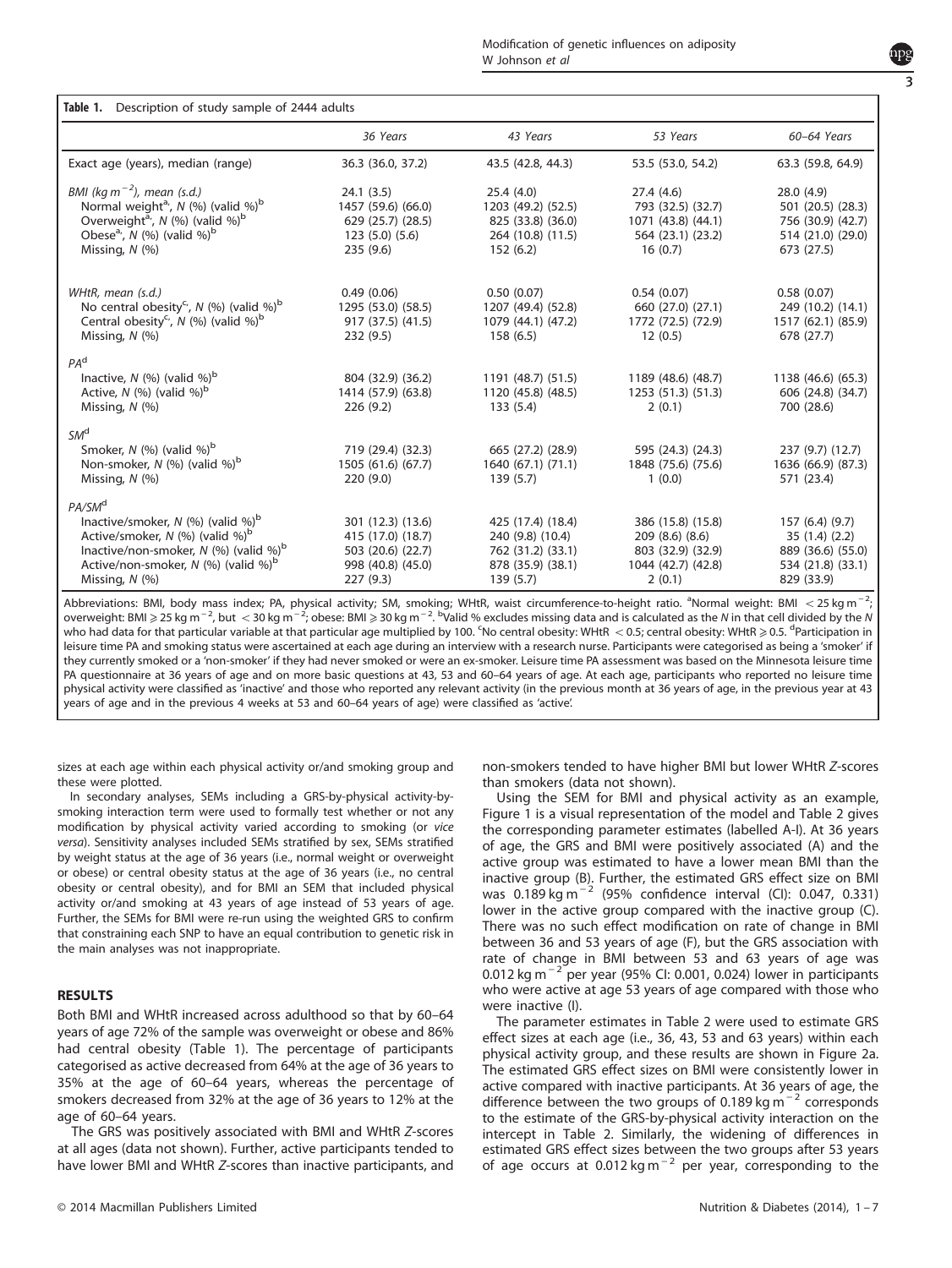**Table 1.** Description of study sample of 2444 adults

| | 36 Years | 43 Years | 53 Years | 60–64 Years |
|---|---|---|---|---|
| Exact age (years), median (range) | 36.3 (36.0, 37.2) | 43.5 (42.8, 44.3) | 53.5 (53.0, 54.2) | 63.3 (59.8, 64.9) |
| *BMI (kg m$^{-2}$), mean (s.d.)* | 24.1 (3.5) | 25.4 (4.0) | 27.4 (4.6) | 28.0 (4.9) |
| Normal weight[a], *N* (%) (valid %)[b] | 1457 (59.6) (66.0) | 1203 (49.2) (52.5) | 793 (32.5) (32.7) | 501 (20.5) (28.3) |
| Overweight[a], *N* (%) (valid %)[b] | 629 (25.7) (28.5) | 825 (33.8) (36.0) | 1071 (43.8) (44.1) | 756 (30.9) (42.7) |
| Obese[a], *N* (%) (valid %)[b] | 123 (5.0) (5.6) | 264 (10.8) (11.5) | 564 (23.1) (23.2) | 514 (21.0) (29.0) |
| Missing, *N* (%) | 235 (9.6) | 152 (6.2) | 16 (0.7) | 673 (27.5) |
| *WHtR, mean (s.d.)* | 0.49 (0.06) | 0.50 (0.07) | 0.54 (0.07) | 0.58 (0.07) |
| No central obesity[c], *N* (%) (valid %)[b] | 1295 (53.0) (58.5) | 1207 (49.4) (52.8) | 660 (27.0) (27.1) | 249 (10.2) (14.1) |
| Central obesity[c], *N* (%) (valid %)[b] | 917 (37.5) (41.5) | 1079 (44.1) (47.2) | 1772 (72.5) (72.9) | 1517 (62.1) (85.9) |
| Missing, *N* (%) | 232 (9.5) | 158 (6.5) | 12 (0.5) | 678 (27.7) |
| *PA*[d] | | | | |
| Inactive, *N* (%) (valid %)[b] | 804 (32.9) (36.2) | 1191 (48.7) (51.5) | 1189 (48.6) (48.7) | 1138 (46.6) (65.3) |
| Active, *N* (%) (valid %)[b] | 1414 (57.9) (63.8) | 1120 (45.8) (48.5) | 1253 (51.3) (51.3) | 606 (24.8) (34.7) |
| Missing, *N* (%) | 226 (9.2) | 133 (5.4) | 2 (0.1) | 700 (28.6) |
| *SM*[d] | | | | |
| Smoker, *N* (%) (valid %)[b] | 719 (29.4) (32.3) | 665 (27.2) (28.9) | 595 (24.3) (24.3) | 237 (9.7) (12.7) |
| Non-smoker, *N* (%) (valid %)[b] | 1505 (61.6) (67.7) | 1640 (67.1) (71.1) | 1848 (75.6) (75.6) | 1636 (66.9) (87.3) |
| Missing, *N* (%) | 220 (9.0) | 139 (5.7) | 1 (0.0) | 571 (23.4) |
| *PA/SM*[d] | | | | |
| Inactive/smoker, *N* (%) (valid %)[b] | 301 (12.3) (13.6) | 425 (17.4) (18.4) | 386 (15.8) (15.8) | 157 (6.4) (9.7) |
| Active/smoker, *N* (%) (valid %)[b] | 415 (17.0) (18.7) | 240 (9.8) (10.4) | 209 (8.6) (8.6) | 35 (1.4) (2.2) |
| Inactive/non-smoker, *N* (%) (valid %)[b] | 503 (20.6) (22.7) | 762 (31.2) (33.1) | 803 (32.9) (32.9) | 889 (36.6) (55.0) |
| Active/non-smoker, *N* (%) (valid %)[b] | 998 (40.8) (45.0) | 878 (35.9) (38.1) | 1044 (42.7) (42.8) | 534 (21.8) (33.1) |
| Missing, *N* (%) | 227 (9.3) | 139 (5.7) | 2 (0.1) | 829 (33.9) |

Abbreviations: BMI, body mass index; PA, physical activity; SM, smoking; WHtR, waist circumference-to-height ratio. [a]Normal weight: BMI $< 25$ kg m$^{-2}$; overweight: BMI $\geqslant 25$ kg m$^{-2}$, but $< 30$ kg m$^{-2}$; obese: BMI $\geqslant 30$ kg m$^{-2}$. [b]Valid % excludes missing data and is calculated as the *N* in that cell divided by the *N* who had data for that particular variable at that particular age multiplied by 100. [c]No central obesity: WHtR $< 0.5$; central obesity: WHtR $\geqslant 0.5$. [d]Participation in leisure time PA and smoking status were ascertained at each age during an interview with a research nurse. Participants were categorised as being a 'smoker' if they currently smoked or a 'non-smoker' if they had never smoked or were an ex-smoker. Leisure time PA assessment was based on the Minnesota leisure time PA questionnaire at 36 years of age and on more basic questions at 43, 53 and 60–64 years of age. At each age, participants who reported no leisure time physical activity were classified as 'inactive' and those who reported any relevant activity (in the previous month at 36 years of age, in the previous year at 43 years of age and in the previous 4 weeks at 53 and 60–64 years of age) were classified as 'active'.

sizes at each age within each physical activity or/and smoking group and these were plotted.

In secondary analyses, SEMs including a GRS-by-physical activity-by-smoking interaction term were used to formally test whether or not any modification by physical activity varied according to smoking (or *vice versa*). Sensitivity analyses included SEMs stratified by sex, SEMs stratified by weight status at the age of 36 years (i.e., normal weight or overweight or obese) or central obesity status at the age of 36 years (i.e., no central obesity or central obesity), and for BMI an SEM that included physical activity or/and smoking at 43 years of age instead of 53 years of age. Further, the SEMs for BMI were re-run using the weighted GRS to confirm that constraining each SNP to have an equal contribution to genetic risk in the main analyses was not inappropriate.

## RESULTS

Both BMI and WHtR increased across adulthood so that by 60–64 years of age 72% of the sample was overweight or obese and 86% had central obesity (Table 1). The percentage of participants categorised as active decreased from 64% at the age of 36 years to 35% at the age of 60–64 years, whereas the percentage of smokers decreased from 32% at the age of 36 years to 12% at the age of 60–64 years.

The GRS was positively associated with BMI and WHtR *Z*-scores at all ages (data not shown). Further, active participants tended to have lower BMI and WHtR *Z*-scores than inactive participants, and non-smokers tended to have higher BMI but lower WHtR *Z*-scores than smokers (data not shown).

Using the SEM for BMI and physical activity as an example, Figure 1 is a visual representation of the model and Table 2 gives the corresponding parameter estimates (labelled A-I). At 36 years of age, the GRS and BMI were positively associated (A) and the active group was estimated to have a lower mean BMI than the inactive group (B). Further, the estimated GRS effect size on BMI was 0.189 kg m$^{-2}$ (95% confidence interval (CI): 0.047, 0.331) lower in the active group compared with the inactive group (C). There was no such effect modification on rate of change in BMI between 36 and 53 years of age (F), but the GRS association with rate of change in BMI between 53 and 63 years of age was 0.012 kg m$^{-2}$ per year (95% CI: 0.001, 0.024) lower in participants who were active at age 53 years of age compared with those who were inactive (I).

The parameter estimates in Table 2 were used to estimate GRS effect sizes at each age (i.e., 36, 43, 53 and 63 years) within each physical activity group, and these results are shown in Figure 2a. The estimated GRS effect sizes on BMI were consistently lower in active compared with inactive participants. At 36 years of age, the difference between the two groups of 0.189 kg m$^{-2}$ corresponds to the estimate of the GRS-by-physical activity interaction on the intercept in Table 2. Similarly, the widening of differences in estimated GRS effect sizes between the two groups after 53 years of age occurs at 0.012 kg m$^{-2}$ per year, corresponding to the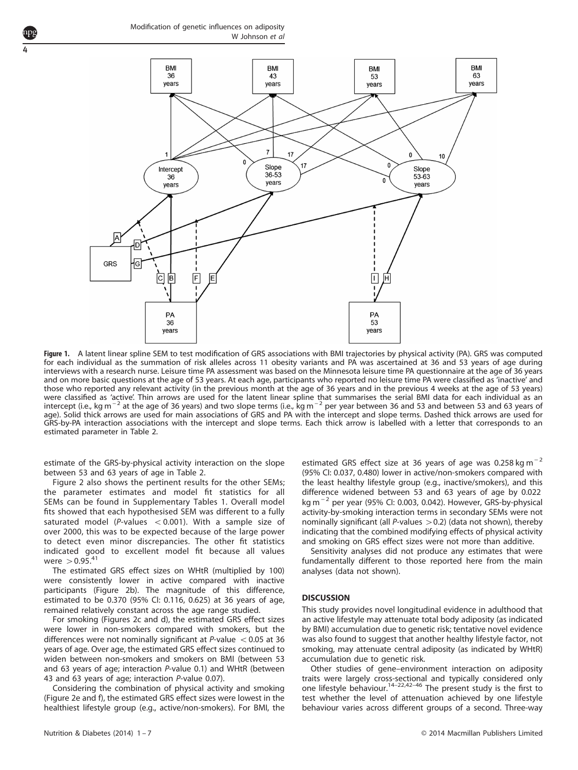Figure 1. A latent linear spline SEM to test modification of GRS associations with BMI trajectories by physical activity (PA). GRS was computed for each individual as the summation of risk alleles across 11 obesity variants and PA was ascertained at 36 and 53 years of age during interviews with a research nurse. Leisure time PA assessment was based on the Minnesota leisure time PA questionnaire at the age of 36 years and on more basic questions at the age of 53 years. At each age, participants who reported no leisure time PA were classified as 'inactive' and those who reported any relevant activity (in the previous month at the age of 36 years and in the previous 4 weeks at the age of 53 years) were classified as 'active'. Thin arrows are used for the latent linear spline that summarises the serial BMI data for each individual as an intercept (i.e., kg m$^{-2}$ at the age of 36 years) and two slope terms (i.e., kg m$^{-2}$ per year between 36 and 53 and between 53 and 63 years of age). Solid thick arrows are used for main associations of GRS and PA with the intercept and slope terms. Dashed thick arrows are used for GRS-by-PA interaction associations with the intercept and slope terms. Each thick arrow is labelled with a letter that corresponds to an estimated parameter in Table 2.

estimate of the GRS-by-physical activity interaction on the slope between 53 and 63 years of age in Table 2.

Figure 2 also shows the pertinent results for the other SEMs; the parameter estimates and model fit statistics for all SEMs can be found in Supplementary Tables 1. Overall model fits showed that each hypothesised SEM was different to a fully saturated model (*P*-values $< 0.001$). With a sample size of over 2000, this was to be expected because of the large power to detect even minor discrepancies. The other fit statistics indicated good to excellent model fit because all values were $> 0.95$.[41]

The estimated GRS effect sizes on WHtR (multiplied by 100) were consistently lower in active compared with inactive participants (Figure 2b). The magnitude of this difference, estimated to be 0.370 (95% CI: 0.116, 0.625) at 36 years of age, remained relatively constant across the age range studied.

For smoking (Figures 2c and d), the estimated GRS effect sizes were lower in non-smokers compared with smokers, but the differences were not nominally significant at *P*-value $< 0.05$ at 36 years of age. Over age, the estimated GRS effect sizes continued to widen between non-smokers and smokers on BMI (between 53 and 63 years of age; interaction *P*-value 0.1) and WHtR (between 43 and 63 years of age; interaction *P*-value 0.07).

Considering the combination of physical activity and smoking (Figure 2e and f), the estimated GRS effect sizes were lowest in the healthiest lifestyle group (e.g., active/non-smokers). For BMI, the estimated GRS effect size at 36 years of age was 0.258 kg m$^{-2}$ (95% CI: 0.037, 0.480) lower in active/non-smokers compared with the least healthy lifestyle group (e.g., inactive/smokers), and this difference widened between 53 and 63 years of age by 0.022 kg m$^{-2}$ per year (95% CI: 0.003, 0.042). However, GRS-by-physical activity-by-smoking interaction terms in secondary SEMs were not nominally significant (all *P*-values $> 0.2$) (data not shown), thereby indicating that the combined modifying effects of physical activity and smoking on GRS effect sizes were not more than additive.

Sensitivity analyses did not produce any estimates that were fundamentally different to those reported here from the main analyses (data not shown).

## DISCUSSION

This study provides novel longitudinal evidence in adulthood that an active lifestyle may attenuate total body adiposity (as indicated by BMI) accumulation due to genetic risk; tentative novel evidence was also found to suggest that another healthy lifestyle factor, not smoking, may attenuate central adiposity (as indicated by WHtR) accumulation due to genetic risk.

Other studies of gene–environment interaction on adiposity traits were largely cross-sectional and typically considered only one lifestyle behaviour.[14–22,42–46] The present study is the first to test whether the level of attenuation achieved by one lifestyle behaviour varies across different groups of a second. Three-way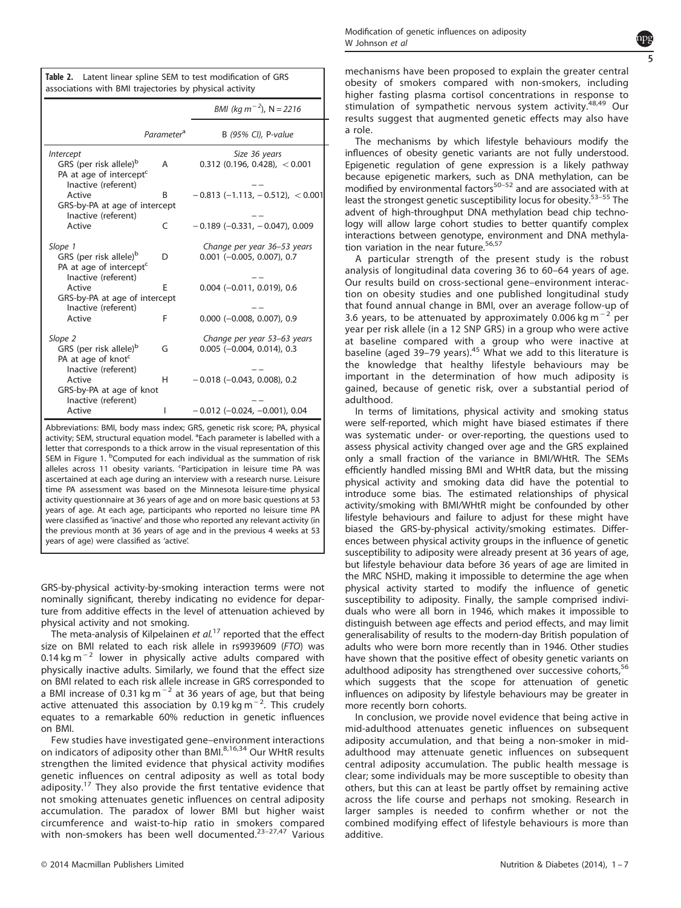**Table 2.** Latent linear spline SEM to test modification of GRS associations with BMI trajectories by physical activity

| | Parameter[a] | BMI ($kg\,m^{-2}$), N = 2216 |
|---|---|---|
| | | B (95% CI), P-value |
| *Intercept* | | *Size 36 years* |
| GRS (per risk allele)[b] | A | 0.312 (0.196, 0.428), < 0.001 |
| PA at age of intercept[c] | | |
| Inactive (referent) | | —— |
| Active | B | −0.813 (−1.113, −0.512), < 0.001 |
| GRS-by-PA at age of intercept | | |
| Inactive (referent) | | —— |
| Active | C | −0.189 (−0.331, −0.047), 0.009 |
| *Slope 1* | | *Change per year 36–53 years* |
| GRS (per risk allele)[b] | D | 0.001 (−0.005, 0.007), 0.7 |
| PA at age of intercept[c] | | |
| Inactive (referent) | | —— |
| Active | E | 0.004 (−0.011, 0.019), 0.6 |
| GRS-by-PA at age of intercept | | |
| Inactive (referent) | | —— |
| Active | F | 0.000 (−0.008, 0.007), 0.9 |
| *Slope 2* | | *Change per year 53–63 years* |
| GRS (per risk allele)[b] | G | 0.005 (−0.004, 0.014), 0.3 |
| PA at age of knot[c] | | |
| Inactive (referent) | | —— |
| Active | H | −0.018 (−0.043, 0.008), 0.2 |
| GRS-by-PA at age of knot | | |
| Inactive (referent) | | —— |
| Active | I | −0.012 (−0.024, −0.001), 0.04 |

Abbreviations: BMI, body mass index; GRS, genetic risk score; PA, physical activity; SEM, structural equation model. [a]Each parameter is labelled with a letter that corresponds to a thick arrow in the visual representation of this SEM in Figure 1. [b]Computed for each individual as the summation of risk alleles across 11 obesity variants. [c]Participation in leisure time PA was ascertained at each age during an interview with a research nurse. Leisure time PA assessment was based on the Minnesota leisure-time physical activity questionnaire at 36 years of age and on more basic questions at 53 years of age. At each age, participants who reported no leisure time PA were classified as 'inactive' and those who reported any relevant activity (in the previous month at 36 years of age and in the previous 4 weeks at 53 years of age) were classified as 'active'.

GRS-by-physical activity-by-smoking interaction terms were not nominally significant, thereby indicating no evidence for departure from additive effects in the level of attenuation achieved by physical activity and not smoking.

The meta-analysis of Kilpelainen *et al.*[17] reported that the effect size on BMI related to each risk allele in rs9939609 (*FTO*) was $0.14\,kg\,m^{-2}$ lower in physically active adults compared with physically inactive adults. Similarly, we found that the effect size on BMI related to each risk allele increase in GRS corresponded to a BMI increase of $0.31\,kg\,m^{-2}$ at 36 years of age, but that being active attenuated this association by $0.19\,kg\,m^{-2}$. This crudely equates to a remarkable 60% reduction in genetic influences on BMI.

Few studies have investigated gene–environment interactions on indicators of adiposity other than BMI.[8,16,34] Our WHtR results strengthen the limited evidence that physical activity modifies genetic influences on central adiposity as well as total body adiposity.[17] They also provide the first tentative evidence that not smoking attenuates genetic influences on central adiposity accumulation. The paradox of lower BMI but higher waist circumference and waist-to-hip ratio in smokers compared with non-smokers has been well documented.[23–27,47] Various mechanisms have been proposed to explain the greater central obesity of smokers compared with non-smokers, including higher fasting plasma cortisol concentrations in response to stimulation of sympathetic nervous system activity.[48,49] Our results suggest that augmented genetic effects may also have a role.

The mechanisms by which lifestyle behaviours modify the influences of obesity genetic variants are not fully understood. Epigenetic regulation of gene expression is a likely pathway because epigenetic markers, such as DNA methylation, can be modified by environmental factors[50–52] and are associated with at least the strongest genetic susceptibility locus for obesity.[53–55] The advent of high-throughput DNA methylation bead chip technology will allow large cohort studies to better quantify complex interactions between genotype, environment and DNA methylation variation in the near future.[56,57]

A particular strength of the present study is the robust analysis of longitudinal data covering 36 to 60–64 years of age. Our results build on cross-sectional gene–environment interaction on obesity studies and one published longitudinal study that found annual change in BMI, over an average follow-up of 3.6 years, to be attenuated by approximately $0.006\,kg\,m^{-2}$ per year per risk allele (in a 12 SNP GRS) in a group who were active at baseline compared with a group who were inactive at baseline (aged 39–79 years).[45] What we add to this literature is the knowledge that healthy lifestyle behaviours may be important in the determination of how much adiposity is gained, because of genetic risk, over a substantial period of adulthood.

In terms of limitations, physical activity and smoking status were self-reported, which might have biased estimates if there was systematic under- or over-reporting, the questions used to assess physical activity changed over age and the GRS explained only a small fraction of the variance in BMI/WHtR. The SEMs efficiently handled missing BMI and WHtR data, but the missing physical activity and smoking data did have the potential to introduce some bias. The estimated relationships of physical activity/smoking with BMI/WHtR might be confounded by other lifestyle behaviours and failure to adjust for these might have biased the GRS-by-physical activity/smoking estimates. Differences between physical activity groups in the influence of genetic susceptibility to adiposity were already present at 36 years of age, but lifestyle behaviour data before 36 years of age are limited in the MRC NSHD, making it impossible to determine the age when physical activity started to modify the influence of genetic susceptibility to adiposity. Finally, the sample comprised individuals who were all born in 1946, which makes it impossible to distinguish between age effects and period effects, and may limit generalisability of results to the modern-day British population of adults who were born more recently than in 1946. Other studies have shown that the positive effect of obesity genetic variants on adulthood adiposity has strengthened over successive cohorts,[56] which suggests that the scope for attenuation of genetic influences on adiposity by lifestyle behaviours may be greater in more recently born cohorts.

In conclusion, we provide novel evidence that being active in mid-adulthood attenuates genetic influences on subsequent adiposity accumulation, and that being a non-smoker in mid-adulthood may attenuate genetic influences on subsequent central adiposity accumulation. The public health message is clear; some individuals may be more susceptible to obesity than others, but this can at least be partly offset by remaining active across the life course and perhaps not smoking. Research in larger samples is needed to confirm whether or not the combined modifying effect of lifestyle behaviours is more than additive.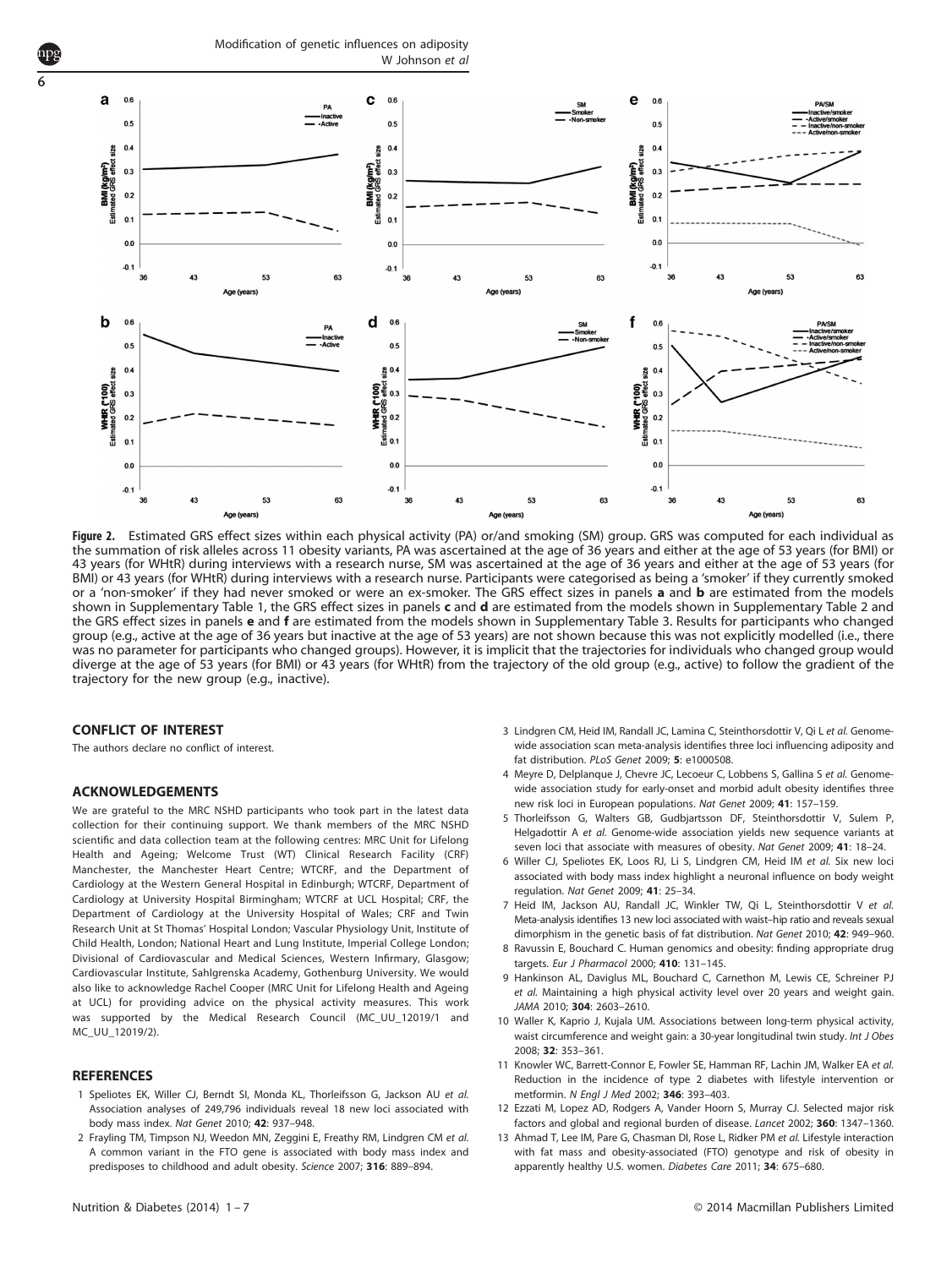**Figure 2.** Estimated GRS effect sizes within each physical activity (PA) or/and smoking (SM) group. GRS was computed for each individual as the summation of risk alleles across 11 obesity variants, PA was ascertained at the age of 36 years and either at the age of 53 years (for BMI) or 43 years (for WHtR) during interviews with a research nurse, SM was ascertained at the age of 36 years and either at the age of 53 years (for BMI) or 43 years (for WHtR) during interviews with a research nurse. Participants were categorised as being a 'smoker' if they currently smoked or a 'non-smoker' if they had never smoked or were an ex-smoker. The GRS effect sizes in panels **a** and **b** are estimated from the models shown in Supplementary Table 1, the GRS effect sizes in panels **c** and **d** are estimated from the models shown in Supplementary Table 2 and the GRS effect sizes in panels **e** and **f** are estimated from the models shown in Supplementary Table 3. Results for participants who changed group (e.g., active at the age of 36 years but inactive at the age of 53 years) are not shown because this was not explicitly modelled (i.e., there was no parameter for participants who changed groups). However, it is implicit that the trajectories for individuals who changed group would diverge at the age of 53 years (for BMI) or 43 years (for WHtR) from the trajectory of the old group (e.g., active) to follow the gradient of the trajectory for the new group (e.g., inactive).

## CONFLICT OF INTEREST

The authors declare no conflict of interest.

## ACKNOWLEDGEMENTS

We are grateful to the MRC NSHD participants who took part in the latest data collection for their continuing support. We thank members of the MRC NSHD scientific and data collection team at the following centres: MRC Unit for Lifelong Health and Ageing; Welcome Trust (WT) Clinical Research Facility (CRF) Manchester, the Manchester Heart Centre; WTCRF, and the Department of Cardiology at the Western General Hospital in Edinburgh; WTCRF, Department of Cardiology at University Hospital Birmingham; WTCRF at UCL Hospital; CRF, the Department of Cardiology at the University Hospital of Wales; CRF and Twin Research Unit at St Thomas' Hospital London; Vascular Physiology Unit, Institute of Child Health, London; National Heart and Lung Institute, Imperial College London; Divisional of Cardiovascular and Medical Sciences, Western Infirmary, Glasgow; Cardiovascular Institute, Sahlgrenska Academy, Gothenburg University. We would also like to acknowledge Rachel Cooper (MRC Unit for Lifelong Health and Ageing at UCL) for providing advice on the physical activity measures. This work was supported by the Medical Research Council (MC_UU_12019/1 and MC_UU_12019/2).

## REFERENCES

1. Speliotes EK, Willer CJ, Berndt SI, Monda KL, Thorleifsson G, Jackson AU *et al.* Association analyses of 249,796 individuals reveal 18 new loci associated with body mass index. *Nat Genet* 2010; **42**: 937–948.
2. Frayling TM, Timpson NJ, Weedon MN, Zeggini E, Freathy RM, Lindgren CM *et al.* A common variant in the FTO gene is associated with body mass index and predisposes to childhood and adult obesity. *Science* 2007; **316**: 889–894.
3. Lindgren CM, Heid IM, Randall JC, Lamina C, Steinthorsdottir V, Qi L *et al.* Genome-wide association scan meta-analysis identifies three loci influencing adiposity and fat distribution. *PLoS Genet* 2009; **5**: e1000508.
4. Meyre D, Delplanque J, Chevre JC, Lecoeur C, Lobbens S, Gallina S *et al.* Genome-wide association study for early-onset and morbid adult obesity identifies three new risk loci in European populations. *Nat Genet* 2009; **41**: 157–159.
5. Thorleifsson G, Walters GB, Gudbjartsson DF, Steinthorsdottir V, Sulem P, Helgadottir A *et al.* Genome-wide association yields new sequence variants at seven loci that associate with measures of obesity. *Nat Genet* 2009; **41**: 18–24.
6. Willer CJ, Speliotes EK, Loos RJ, Li S, Lindgren CM, Heid IM *et al.* Six new loci associated with body mass index highlight a neuronal influence on body weight regulation. *Nat Genet* 2009; **41**: 25–34.
7. Heid IM, Jackson AU, Randall JC, Winkler TW, Qi L, Steinthorsdottir V *et al.* Meta-analysis identifies 13 new loci associated with waist–hip ratio and reveals sexual dimorphism in the genetic basis of fat distribution. *Nat Genet* 2010; **42**: 949–960.
8. Ravussin E, Bouchard C. Human genomics and obesity: finding appropriate drug targets. *Eur J Pharmacol* 2000; **410**: 131–145.
9. Hankinson AL, Daviglus ML, Bouchard C, Carnethon M, Lewis CE, Schreiner PJ *et al.* Maintaining a high physical activity level over 20 years and weight gain. *JAMA* 2010; **304**: 2603–2610.
10. Waller K, Kaprio J, Kujala UM. Associations between long-term physical activity, waist circumference and weight gain: a 30-year longitudinal twin study. *Int J Obes* 2008; **32**: 353–361.
11. Knowler WC, Barrett-Connor E, Fowler SE, Hamman RF, Lachin JM, Walker EA *et al.* Reduction in the incidence of type 2 diabetes with lifestyle intervention or metformin. *N Engl J Med* 2002; **346**: 393–403.
12. Ezzati M, Lopez AD, Rodgers A, Vander Hoorn S, Murray CJ. Selected major risk factors and global and regional burden of disease. *Lancet* 2002; **360**: 1347–1360.
13. Ahmad T, Lee IM, Pare G, Chasman DI, Rose L, Ridker PM *et al.* Lifestyle interaction with fat mass and obesity-associated (FTO) genotype and risk of obesity in apparently healthy U.S. women. *Diabetes Care* 2011; **34**: 675–680.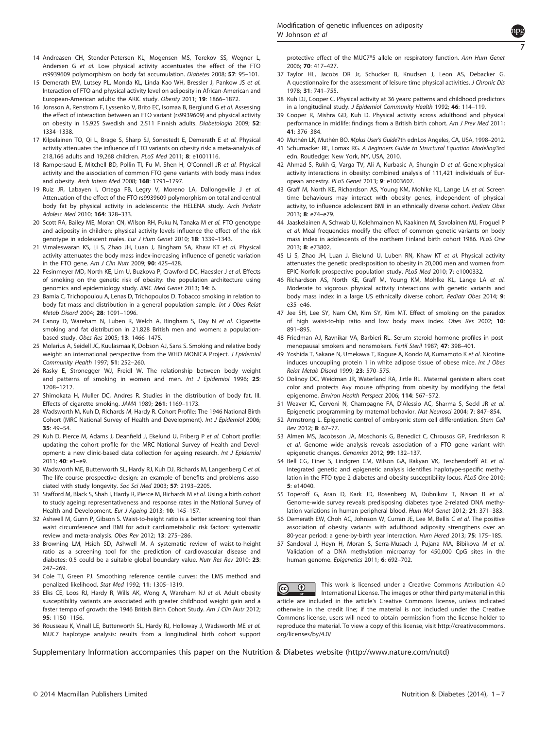14 Andreasen CH, Stender-Petersen KL, Mogensen MS, Torekov SS, Wegner L, Andersen G *et al.* Low physical activity accentuates the effect of the FTO rs9939609 polymorphism on body fat accumulation. *Diabetes* 2008; **57**: 95–101.

15 Demerath EW, Lutsey PL, Monda KL, Linda Kao WH, Bressler J, Pankow JS *et al.* Interaction of FTO and physical activity level on adiposity in African-American and European-American adults: the ARIC study. *Obesity* 2011; **19**: 1866–1872.

16 Jonsson A, Renstrom F, Lyssenko V, Brito EC, Isomaa B, Berglund G *et al.* Assessing the effect of interaction between an FTO variant (rs9939609) and physical activity on obesity in 15,925 Swedish and 2,511 Finnish adults. *Diabetologia* 2009; **52**: 1334–1338.

17 Kilpelainen TO, Qi L, Brage S, Sharp SJ, Sonestedt E, Demerath E *et al.* Physical activity attenuates the influence of FTO variants on obesity risk: a meta-analysis of 218,166 adults and 19,268 children. *PLoS Med* 2011; **8**: e1001116.

18 Rampersaud E, Mitchell BD, Pollin TI, Fu M, Shen H, O'Connell JR *et al.* Physical activity and the association of common FTO gene variants with body mass index and obesity. *Arch Intern Med* 2008; **168**: 1791–1797.

19 Ruiz JR, Labayen I, Ortega FB, Legry V, Moreno LA, Dallongeville J *et al.* Attenuation of the effect of the FTO rs9939609 polymorphism on total and central body fat by physical activity in adolescents: the HELENA study. *Arch Pediatr Adolesc Med* 2010; **164**: 328–333.

20 Scott RA, Bailey ME, Moran CN, Wilson RH, Fuku N, Tanaka M *et al.* FTO genotype and adiposity in children: physical activity levels influence the effect of the risk genotype in adolescent males. *Eur J Hum Genet* 2010; **18**: 1339–1343.

21 Vimaleswaran KS, Li S, Zhao JH, Luan J, Bingham SA, Khaw KT *et al.* Physical activity attenuates the body mass index-increasing influence of genetic variation in the FTO gene. *Am J Clin Nutr* 2009; **90**: 425–428.

22 Fesinmeyer MD, North KE, Lim U, Buzkova P, Crawford DC, Haessler J *et al.* Effects of smoking on the genetic risk of obesity: the population architecture using genomics and epidemiology study. *BMC Med Genet* 2013; **14**: 6.

23 Bamia C, Trichopoulou A, Lenas D, Trichopoulos D. Tobacco smoking in relation to body fat mass and distribution in a general population sample. *Int J Obes Relat Metab Disord* 2004; **28**: 1091–1096.

24 Canoy D, Wareham N, Luben R, Welch A, Bingham S, Day N *et al.* Cigarette smoking and fat distribution in 21,828 British men and women: a population-based study. *Obes Res* 2005; **13**: 1466–1475.

25 Molarius A, Seidell JC, Kuulasmaa K, Dobson AJ, Sans S. Smoking and relative body weight: an international perspective from the WHO MONICA Project. *J Epidemiol Community Health* 1997; **51**: 252–260.

26 Rasky E, Stronegger WJ, Freidl W. The relationship between body weight and patterns of smoking in women and men. *Int J Epidemiol* 1996; **25**: 1208–1212.

27 Shimokata H, Muller DC, Andres R. Studies in the distribution of body fat. III. Effects of cigarette smoking. *JAMA* 1989; **261**: 1169–1173.

28 Wadsworth M, Kuh D, Richards M, Hardy R. Cohort Profile: The 1946 National Birth Cohort (MRC National Survey of Health and Development). *Int J Epidemiol* 2006; **35**: 49–54.

29 Kuh D, Pierce M, Adams J, Deanfield J, Ekelund U, Friberg P *et al.* Cohort profile: updating the cohort profile for the MRC National Survey of Health and Development: a new clinic-based data collection for ageing research. *Int J Epidemiol* 2011; **40**: e1–e9.

30 Wadsworth ME, Butterworth SL, Hardy RJ, Kuh DJ, Richards M, Langenberg C *et al.* The life course prospective design: an example of benefits and problems associated with study longevity. *Soc Sci Med* 2003; **57**: 2193–2205.

31 Stafford M, Black S, Shah I, Hardy R, Pierce M, Richards M *et al.* Using a birth cohort to study ageing: representativeness and response rates in the National Survey of Health and Development. *Eur J Ageing* 2013; **10**: 145–157.

32 Ashwell M, Gunn P, Gibson S. Waist-to-height ratio is a better screening tool than waist circumference and BMI for adult cardiometabolic risk factors: systematic review and meta-analysis. *Obes Rev* 2012; **13**: 275–286.

33 Browning LM, Hsieh SD, Ashwell M. A systematic review of waist-to-height ratio as a screening tool for the prediction of cardiovascular disease and diabetes: 0.5 could be a suitable global boundary value. *Nutr Res Rev* 2010; **23**: 247–269.

34 Cole TJ, Green PJ. Smoothing reference centile curves: the LMS method and penalized likelihood. *Stat Med* 1992; **11**: 1305–1319.

35 Elks CE, Loos RJ, Hardy R, Wills AK, Wong A, Wareham NJ *et al.* Adult obesity susceptibility variants are associated with greater childhood weight gain and a faster tempo of growth: the 1946 British Birth Cohort Study. *Am J Clin Nutr* 2012; **95**: 1150–1156.

36 Rousseau K, Vinall LE, Butterworth SL, Hardy RJ, Holloway J, Wadsworth ME *et al.* MUC7 haplotype analysis: results from a longitudinal birth cohort support protective effect of the MUC7*5 allele on respiratory function. *Ann Hum Genet* 2006; **70**: 417–427.

37 Taylor HL, Jacobs DR Jr, Schucker B, Knudsen J, Leon AS, Debacker G. A questionnaire for the assessment of leisure time physical activities. *J Chronic Dis* 1978; **31**: 741–755.

38 Kuh DJ, Cooper C. Physical activity at 36 years: patterns and childhood predictors in a longitudinal study. *J Epidemiol Community Health* 1992; **46**: 114–119.

39 Cooper R, Mishra GD, Kuh D. Physical activity across adulthood and physical performance in midlife: findings from a British birth cohort. *Am J Prev Med* 2011; **41**: 376–384.

40 Muthén LK, Muthén BO. *Mplus User's Guide*7th ednLos Angeles, CA, USA, 1998–2012.

41 Schumacker RE, Lomax RG. *A Beginners Guide to Structural Equation Modeling*3rd edn. Routledge: New York, NY, USA, 2010.

42 Ahmad S, Rukh G, Varga TV, Ali A, Kurbasic A, Shungin D *et al.* Gene × physical activity interactions in obesity: combined analysis of 111,421 individuals of European ancestry. *PLoS Genet* 2013; **9**: e1003607.

43 Graff M, North KE, Richardson AS, Young KM, Mohlke KL, Lange LA *et al.* Screen time behaviours may interact with obesity genes, independent of physical activity, to influence adolescent BMI in an ethnically diverse cohort. *Pediatr Obes* 2013; **8**: e74–e79.

44 Jaaskelainen A, Schwab U, Kolehmainen M, Kaakinen M, Savolainen MJ, Froguel P *et al.* Meal frequencies modify the effect of common genetic variants on body mass index in adolescents of the northern Finland birth cohort 1986. *PLoS One* 2013; **8**: e73802.

45 Li S, Zhao JH, Luan J, Ekelund U, Luben RN, Khaw KT *et al.* Physical activity attenuates the genetic predisposition to obesity in 20,000 men and women from EPIC-Norfolk prospective population study. *PLoS Med* 2010; **7**: e1000332.

46 Richardson AS, North KE, Graff M, Young KM, Mohlke KL, Lange LA *et al.* Moderate to vigorous physical activity interactions with genetic variants and body mass index in a large US ethnically diverse cohort. *Pediatr Obes* 2014; **9**: e35–e46.

47 Jee SH, Lee SY, Nam CM, Kim SY, Kim MT. Effect of smoking on the paradox of high waist-to-hip ratio and low body mass index. *Obes Res* 2002; **10**: 891–895.

48 Friedman AJ, Ravnikar VA, Barbieri RL. Serum steroid hormone profiles in postmenopausal smokers and nonsmokers. *Fertil Steril* 1987; **47**: 398–401.

49 Yoshida T, Sakane N, Umekawa T, Kogure A, Kondo M, Kumamoto K *et al.* Nicotine induces uncoupling protein 1 in white adipose tissue of obese mice. *Int J Obes Relat Metab Disord* 1999; **23**: 570–575.

50 Dolinoy DC, Weidman JR, Waterland RA, Jirtle RL. Maternal genistein alters coat color and protects Avy mouse offspring from obesity by modifying the fetal epigenome. *Environ Health Perspect* 2006; **114**: 567–572.

51 Weaver IC, Cervoni N, Champagne FA, D'Alessio AC, Sharma S, Seckl JR *et al.* Epigenetic programming by maternal behavior. *Nat Neurosci* 2004; **7**: 847–854.

52 Armstrong L. Epigenetic control of embryonic stem cell differentiation. *Stem Cell Rev* 2012; **8**: 67–77.

53 Almen MS, Jacobsson JA, Moschonis G, Benedict C, Chrousos GP, Fredriksson R *et al.* Genome wide analysis reveals association of a FTO gene variant with epigenetic changes. *Genomics* 2012; **99**: 132–137.

54 Bell CG, Finer S, Lindgren CM, Wilson GA, Rakyan VK, Teschendorff AE *et al.* Integrated genetic and epigenetic analysis identifies haplotype-specific methylation in the FTO type 2 diabetes and obesity susceptibility locus. *PLoS One* 2010; **5**: e14040.

55 Toperoff G, Aran D, Kark JD, Rosenberg M, Dubnikov T, Nissan B *et al.* Genome-wide survey reveals predisposing diabetes type 2-related DNA methylation variations in human peripheral blood. *Hum Mol Genet* 2012; **21**: 371–383.

56 Demerath EW, Choh AC, Johnson W, Curran JE, Lee M, Bellis C *et al.* The positive association of obesity variants with adulthood adiposity strengthens over an 80-year period: a gene-by-birth year interaction. *Hum Hered* 2013; **75**: 175–185.

57 Sandoval J, Heyn H, Moran S, Serra-Musach J, Pujana MA, Bibikova M *et al.* Validation of a DNA methylation microarray for 450,000 CpG sites in the human genome. *Epigenetics* 2011; **6**: 692–702.

This work is licensed under a Creative Commons Attribution 4.0 International License. The images or other third party material in this article are included in the article's Creative Commons license, unless indicated otherwise in the credit line; if the material is not included under the Creative Commons license, users will need to obtain permission from the license holder to reproduce the material. To view a copy of this license, visit http://creativecommons.org/licenses/by/4.0/

Supplementary Information accompanies this paper on the Nutrition & Diabetes website (http://www.nature.com/nutd)